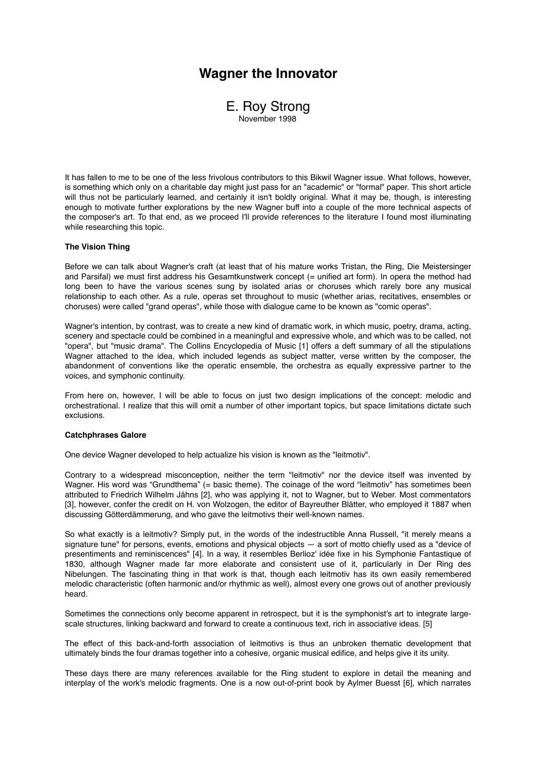# Wagner the Innovator

E. Roy Strong
November 1998

It has fallen to me to be one of the less frivolous contributors to this Bikwil Wagner issue. What follows, however, is something which only on a charitable day might just pass for an "academic" or "formal" paper. This short article will thus not be particularly learned, and certainly it isn't boldly original. What it may be, though, is interesting enough to motivate further explorations by the new Wagner buff into a couple of the more technical aspects of the composer's art. To that end, as we proceed I'll provide references to the literature I found most illuminating while researching this topic.

### The Vision Thing

Before we can talk about Wagner's craft (at least that of his mature works Tristan, the Ring, Die Meistersinger and Parsifal) we must first address his Gesamtkunstwerk concept (= unified art form). In opera the method had long been to have the various scenes sung by isolated arias or choruses which rarely bore any musical relationship to each other. As a rule, operas set throughout to music (whether arias, recitatives, ensembles or choruses) were called "grand operas", while those with dialogue came to be known as "comic operas".

Wagner's intention, by contrast, was to create a new kind of dramatic work, in which music, poetry, drama, acting, scenery and spectacle could be combined in a meaningful and expressive whole, and which was to be called, not "opera", but "music drama". The Collins Encyclopedia of Music [1] offers a deft summary of all the stipulations Wagner attached to the idea, which included legends as subject matter, verse written by the composer, the abandonment of conventions like the operatic ensemble, the orchestra as equally expressive partner to the voices, and symphonic continuity.

From here on, however, I will be able to focus on just two design implications of the concept: melodic and orchestrational. I realize that this will omit a number of other important topics, but space limitations dictate such exclusions.

### Catchphrases Galore

One device Wagner developed to help actualize his vision is known as the "leitmotiv".

Contrary to a widespread misconception, neither the term "leitmotiv" nor the device itself was invented by Wagner. His word was "Grundthema" (= basic theme). The coinage of the word "leitmotiv" has sometimes been attributed to Friedrich Wilhelm Jähns [2], who was applying it, not to Wagner, but to Weber. Most commentators [3], however, confer the credit on H. von Wolzogen, the editor of Bayreuther Blätter, who employed it 1887 when discussing Götterdämmerung, and who gave the leitmotivs their well-known names.

So what exactly is a leitmotiv? Simply put, in the words of the indestructible Anna Russell, "it merely means a signature tune" for persons, events, emotions and physical objects — a sort of motto chiefly used as a "device of presentiments and reminiscences" [4]. In a way, it resembles Berlioz' idée fixe in his Symphonie Fantastique of 1830, although Wagner made far more elaborate and consistent use of it, particularly in Der Ring des Nibelungen. The fascinating thing in that work is that, though each leitmotiv has its own easily remembered melodic characteristic (often harmonic and/or rhythmic as well), almost every one grows out of another previously heard.

Sometimes the connections only become apparent in retrospect, but it is the symphonist's art to integrate large-scale structures, linking backward and forward to create a continuous text, rich in associative ideas. [5]

The effect of this back-and-forth association of leitmotivs is thus an unbroken thematic development that ultimately binds the four dramas together into a cohesive, organic musical edifice, and helps give it its unity.

These days there are many references available for the Ring student to explore in detail the meaning and interplay of the work's melodic fragments. One is a now out-of-print book by Aylmer Buesst [6], which narrates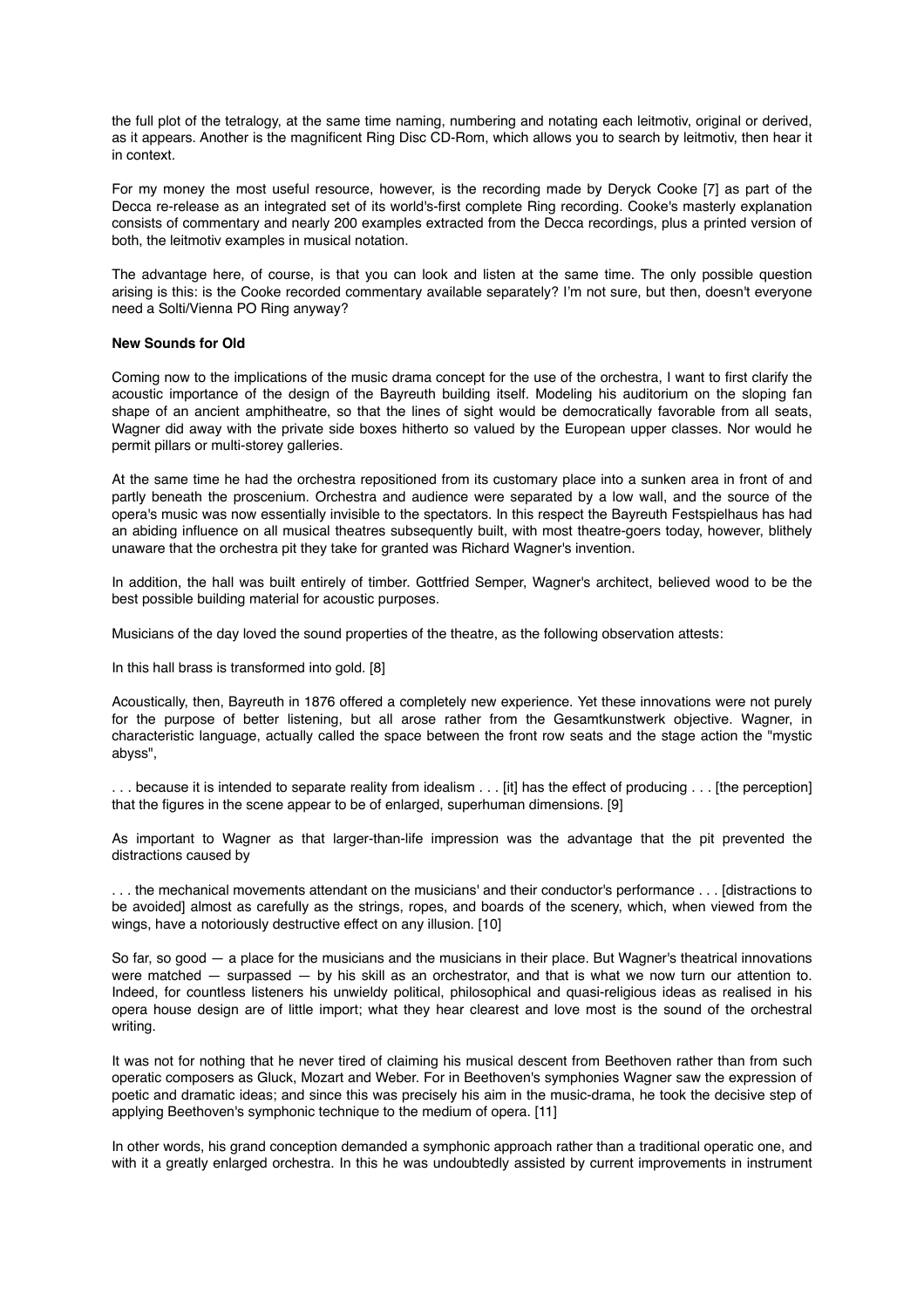the full plot of the tetralogy, at the same time naming, numbering and notating each leitmotiv, original or derived, as it appears. Another is the magnificent Ring Disc CD-Rom, which allows you to search by leitmotiv, then hear it in context.

For my money the most useful resource, however, is the recording made by Deryck Cooke [7] as part of the Decca re-release as an integrated set of its world's-first complete Ring recording. Cooke's masterly explanation consists of commentary and nearly 200 examples extracted from the Decca recordings, plus a printed version of both, the leitmotiv examples in musical notation.

The advantage here, of course, is that you can look and listen at the same time. The only possible question arising is this: is the Cooke recorded commentary available separately? I'm not sure, but then, doesn't everyone need a Solti/Vienna PO Ring anyway?

**New Sounds for Old**

Coming now to the implications of the music drama concept for the use of the orchestra, I want to first clarify the acoustic importance of the design of the Bayreuth building itself. Modeling his auditorium on the sloping fan shape of an ancient amphitheatre, so that the lines of sight would be democratically favorable from all seats, Wagner did away with the private side boxes hitherto so valued by the European upper classes. Nor would he permit pillars or multi-storey galleries.

At the same time he had the orchestra repositioned from its customary place into a sunken area in front of and partly beneath the proscenium. Orchestra and audience were separated by a low wall, and the source of the opera's music was now essentially invisible to the spectators. In this respect the Bayreuth Festspielhaus has had an abiding influence on all musical theatres subsequently built, with most theatre-goers today, however, blithely unaware that the orchestra pit they take for granted was Richard Wagner's invention.

In addition, the hall was built entirely of timber. Gottfried Semper, Wagner's architect, believed wood to be the best possible building material for acoustic purposes.

Musicians of the day loved the sound properties of the theatre, as the following observation attests:

In this hall brass is transformed into gold. [8]

Acoustically, then, Bayreuth in 1876 offered a completely new experience. Yet these innovations were not purely for the purpose of better listening, but all arose rather from the Gesamtkunstwerk objective. Wagner, in characteristic language, actually called the space between the front row seats and the stage action the "mystic abyss",

. . . because it is intended to separate reality from idealism . . . [it] has the effect of producing . . . [the perception] that the figures in the scene appear to be of enlarged, superhuman dimensions. [9]

As important to Wagner as that larger-than-life impression was the advantage that the pit prevented the distractions caused by

. . . the mechanical movements attendant on the musicians' and their conductor's performance . . . [distractions to be avoided] almost as carefully as the strings, ropes, and boards of the scenery, which, when viewed from the wings, have a notoriously destructive effect on any illusion. [10]

So far, so good — a place for the musicians and the musicians in their place. But Wagner's theatrical innovations were matched — surpassed — by his skill as an orchestrator, and that is what we now turn our attention to. Indeed, for countless listeners his unwieldy political, philosophical and quasi-religious ideas as realised in his opera house design are of little import; what they hear clearest and love most is the sound of the orchestral writing.

It was not for nothing that he never tired of claiming his musical descent from Beethoven rather than from such operatic composers as Gluck, Mozart and Weber. For in Beethoven's symphonies Wagner saw the expression of poetic and dramatic ideas; and since this was precisely his aim in the music-drama, he took the decisive step of applying Beethoven's symphonic technique to the medium of opera. [11]

In other words, his grand conception demanded a symphonic approach rather than a traditional operatic one, and with it a greatly enlarged orchestra. In this he was undoubtedly assisted by current improvements in instrument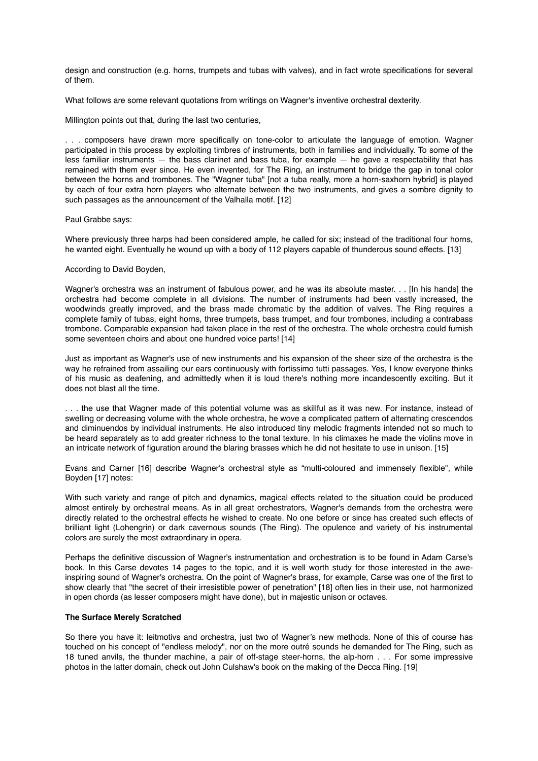design and construction (e.g. horns, trumpets and tubas with valves), and in fact wrote specifications for several of them.

What follows are some relevant quotations from writings on Wagner's inventive orchestral dexterity.

Millington points out that, during the last two centuries,

> . . . composers have drawn more specifically on tone-color to articulate the language of emotion. Wagner participated in this process by exploiting timbres of instruments, both in families and individually. To some of the less familiar instruments — the bass clarinet and bass tuba, for example — he gave a respectability that has remained with them ever since. He even invented, for The Ring, an instrument to bridge the gap in tonal color between the horns and trombones. The "Wagner tuba" [not a tuba really, more a horn-saxhorn hybrid] is played by each of four extra horn players who alternate between the two instruments, and gives a sombre dignity to such passages as the announcement of the Valhalla motif. [12]

Paul Grabbe says:

> Where previously three harps had been considered ample, he called for six; instead of the traditional four horns, he wanted eight. Eventually he wound up with a body of 112 players capable of thunderous sound effects. [13]

According to David Boyden,

> Wagner's orchestra was an instrument of fabulous power, and he was its absolute master. . . [In his hands] the orchestra had become complete in all divisions. The number of instruments had been vastly increased, the woodwinds greatly improved, and the brass made chromatic by the addition of valves. The Ring requires a complete family of tubas, eight horns, three trumpets, bass trumpet, and four trombones, including a contrabass trombone. Comparable expansion had taken place in the rest of the orchestra. The whole orchestra could furnish some seventeen choirs and about one hundred voice parts! [14]

Just as important as Wagner's use of new instruments and his expansion of the sheer size of the orchestra is the way he refrained from assailing our ears continuously with fortissimo tutti passages. Yes, I know everyone thinks of his music as deafening, and admittedly when it is loud there's nothing more incandescently exciting. But it does not blast all the time.

> . . . the use that Wagner made of this potential volume was as skillful as it was new. For instance, instead of swelling or decreasing volume with the whole orchestra, he wove a complicated pattern of alternating crescendos and diminuendos by individual instruments. He also introduced tiny melodic fragments intended not so much to be heard separately as to add greater richness to the tonal texture. In his climaxes he made the violins move in an intricate network of figuration around the blaring brasses which he did not hesitate to use in unison. [15]

Evans and Carner [16] describe Wagner's orchestral style as "multi-coloured and immensely flexible", while Boyden [17] notes:

> With such variety and range of pitch and dynamics, magical effects related to the situation could be produced almost entirely by orchestral means. As in all great orchestrators, Wagner's demands from the orchestra were directly related to the orchestral effects he wished to create. No one before or since has created such effects of brilliant light (Lohengrin) or dark cavernous sounds (The Ring). The opulence and variety of his instrumental colors are surely the most extraordinary in opera.

Perhaps the definitive discussion of Wagner's instrumentation and orchestration is to be found in Adam Carse's book. In this Carse devotes 14 pages to the topic, and it is well worth study for those interested in the awe-inspiring sound of Wagner's orchestra. On the point of Wagner's brass, for example, Carse was one of the first to show clearly that "the secret of their irresistible power of penetration" [18] often lies in their use, not harmonized in open chords (as lesser composers might have done), but in majestic unison or octaves.

**The Surface Merely Scratched**

So there you have it: leitmotivs and orchestra, just two of Wagner's new methods. None of this of course has touched on his concept of "endless melody", nor on the more outré sounds he demanded for The Ring, such as 18 tuned anvils, the thunder machine, a pair of off-stage steer-horns, the alp-horn . . . For some impressive photos in the latter domain, check out John Culshaw's book on the making of the Decca Ring. [19]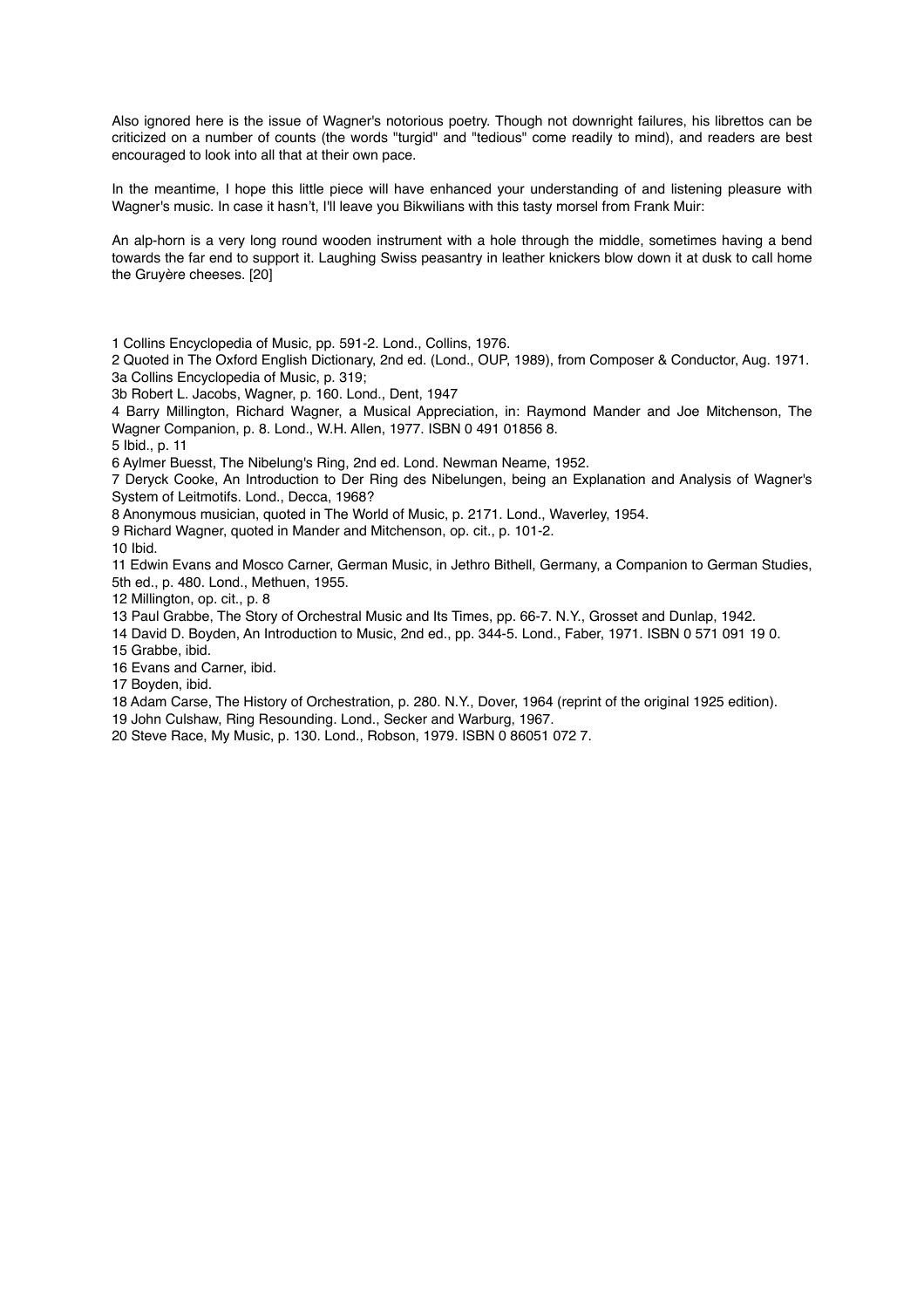Also ignored here is the issue of Wagner's notorious poetry. Though not downright failures, his librettos can be criticized on a number of counts (the words "turgid" and "tedious" come readily to mind), and readers are best encouraged to look into all that at their own pace.

In the meantime, I hope this little piece will have enhanced your understanding of and listening pleasure with Wagner's music. In case it hasn't, I'll leave you Bikwilians with this tasty morsel from Frank Muir:

An alp-horn is a very long round wooden instrument with a hole through the middle, sometimes having a bend towards the far end to support it. Laughing Swiss peasantry in leather knickers blow down it at dusk to call home the Gruyère cheeses. [20]

1 Collins Encyclopedia of Music, pp. 591-2. Lond., Collins, 1976.
2 Quoted in The Oxford English Dictionary, 2nd ed. (Lond., OUP, 1989), from Composer & Conductor, Aug. 1971.
3a Collins Encyclopedia of Music, p. 319;
3b Robert L. Jacobs, Wagner, p. 160. Lond., Dent, 1947
4 Barry Millington, Richard Wagner, a Musical Appreciation, in: Raymond Mander and Joe Mitchenson, The Wagner Companion, p. 8. Lond., W.H. Allen, 1977. ISBN 0 491 01856 8.
5 Ibid., p. 11
6 Aylmer Buesst, The Nibelung's Ring, 2nd ed. Lond. Newman Neame, 1952.
7 Deryck Cooke, An Introduction to Der Ring des Nibelungen, being an Explanation and Analysis of Wagner's System of Leitmotifs. Lond., Decca, 1968?
8 Anonymous musician, quoted in The World of Music, p. 2171. Lond., Waverley, 1954.
9 Richard Wagner, quoted in Mander and Mitchenson, op. cit., p. 101-2.
10 Ibid.
11 Edwin Evans and Mosco Carner, German Music, in Jethro Bithell, Germany, a Companion to German Studies, 5th ed., p. 480. Lond., Methuen, 1955.
12 Millington, op. cit., p. 8
13 Paul Grabbe, The Story of Orchestral Music and Its Times, pp. 66-7. N.Y., Grosset and Dunlap, 1942.
14 David D. Boyden, An Introduction to Music, 2nd ed., pp. 344-5. Lond., Faber, 1971. ISBN 0 571 091 19 0.
15 Grabbe, ibid.
16 Evans and Carner, ibid.
17 Boyden, ibid.
18 Adam Carse, The History of Orchestration, p. 280. N.Y., Dover, 1964 (reprint of the original 1925 edition).
19 John Culshaw, Ring Resounding. Lond., Secker and Warburg, 1967.
20 Steve Race, My Music, p. 130. Lond., Robson, 1979. ISBN 0 86051 072 7.